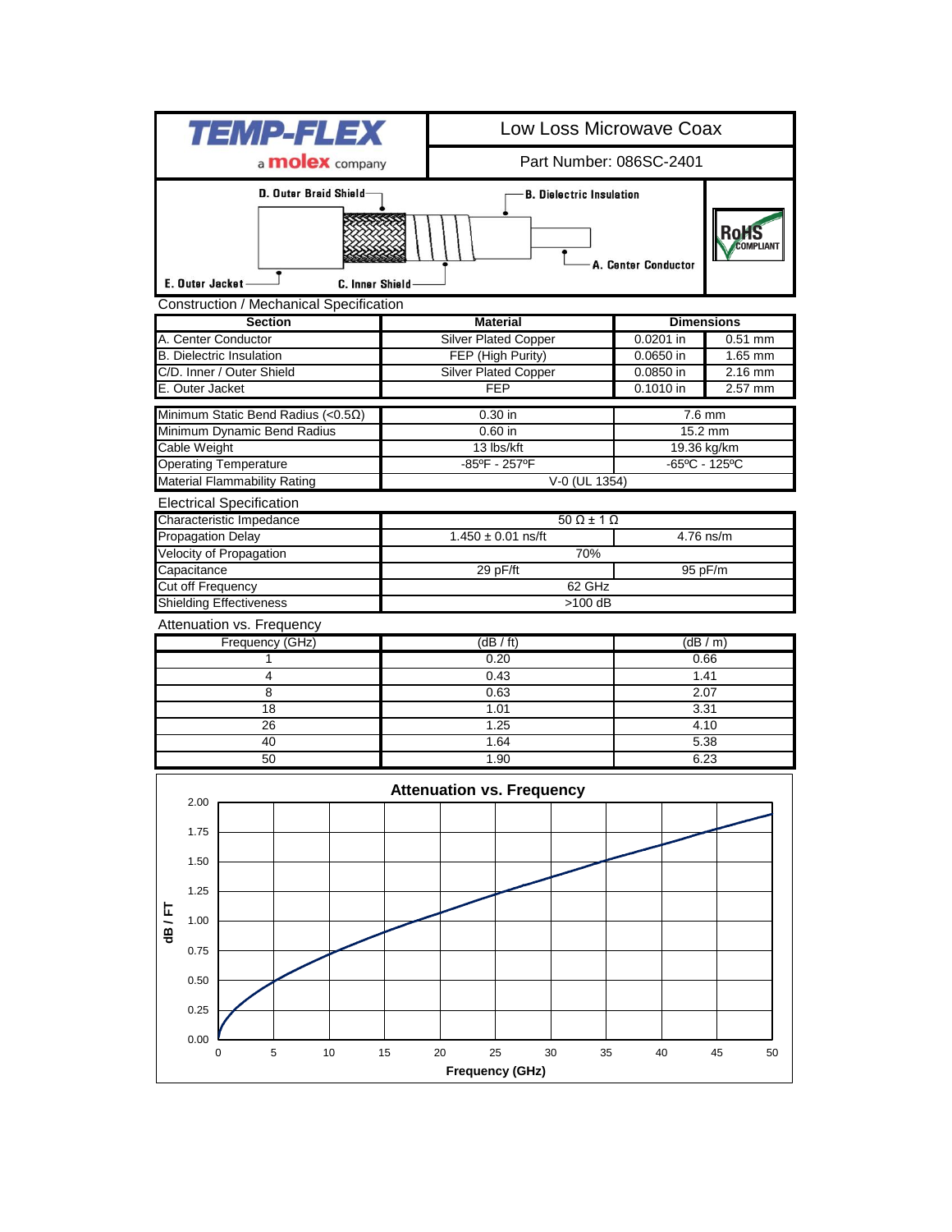# TEMP-FLEX

a molex company

## Low Loss Microwave Coax

Part Number: 086SC-2401

D. Outer Braid Shield — B. Dielectric Insulation — A. Center Conductor — E. Outer Jacket — C. Inner Shield

RoHS COMPLIANT

### Construction / Mechanical Specification

| Section | Material | Dimensions | |
|---|---|---|---|
| A. Center Conductor | Silver Plated Copper | 0.0201 in | 0.51 mm |
| B. Dielectric Insulation | FEP (High Purity) | 0.0650 in | 1.65 mm |
| C/D. Inner / Outer Shield | Silver Plated Copper | 0.0850 in | 2.16 mm |
| E. Outer Jacket | FEP | 0.1010 in | 2.57 mm |

| | | |
|---|---|---|
| Minimum Static Bend Radius (<0.5Ω) | 0.30 in | 7.6 mm |
| Minimum Dynamic Bend Radius | 0.60 in | 15.2 mm |
| Cable Weight | 13 lbs/kft | 19.36 kg/km |
| Operating Temperature | -85ºF - 257ºF | -65ºC - 125ºC |
| Material Flammability Rating | V-0 (UL 1354) | |

### Electrical Specification

| | | |
|---|---|---|
| Characteristic Impedance | 50 Ω ± 1 Ω | |
| Propagation Delay | 1.450 ± 0.01 ns/ft | 4.76 ns/m |
| Velocity of Propagation | 70% | |
| Capacitance | 29 pF/ft | 95 pF/m |
| Cut off Frequency | 62 GHz | |
| Shielding Effectiveness | >100 dB | |

### Attenuation vs. Frequency

| Frequency (GHz) | (dB / ft) | (dB / m) |
|---|---|---|
| 1 | 0.20 | 0.66 |
| 4 | 0.43 | 1.41 |
| 8 | 0.63 | 2.07 |
| 18 | 1.01 | 3.31 |
| 26 | 1.25 | 4.10 |
| 40 | 1.64 | 5.38 |
| 50 | 1.90 | 6.23 |

**Attenuation vs. Frequency**

(Chart: dB / FT (0.00–2.00) vs. Frequency (GHz) (0–50))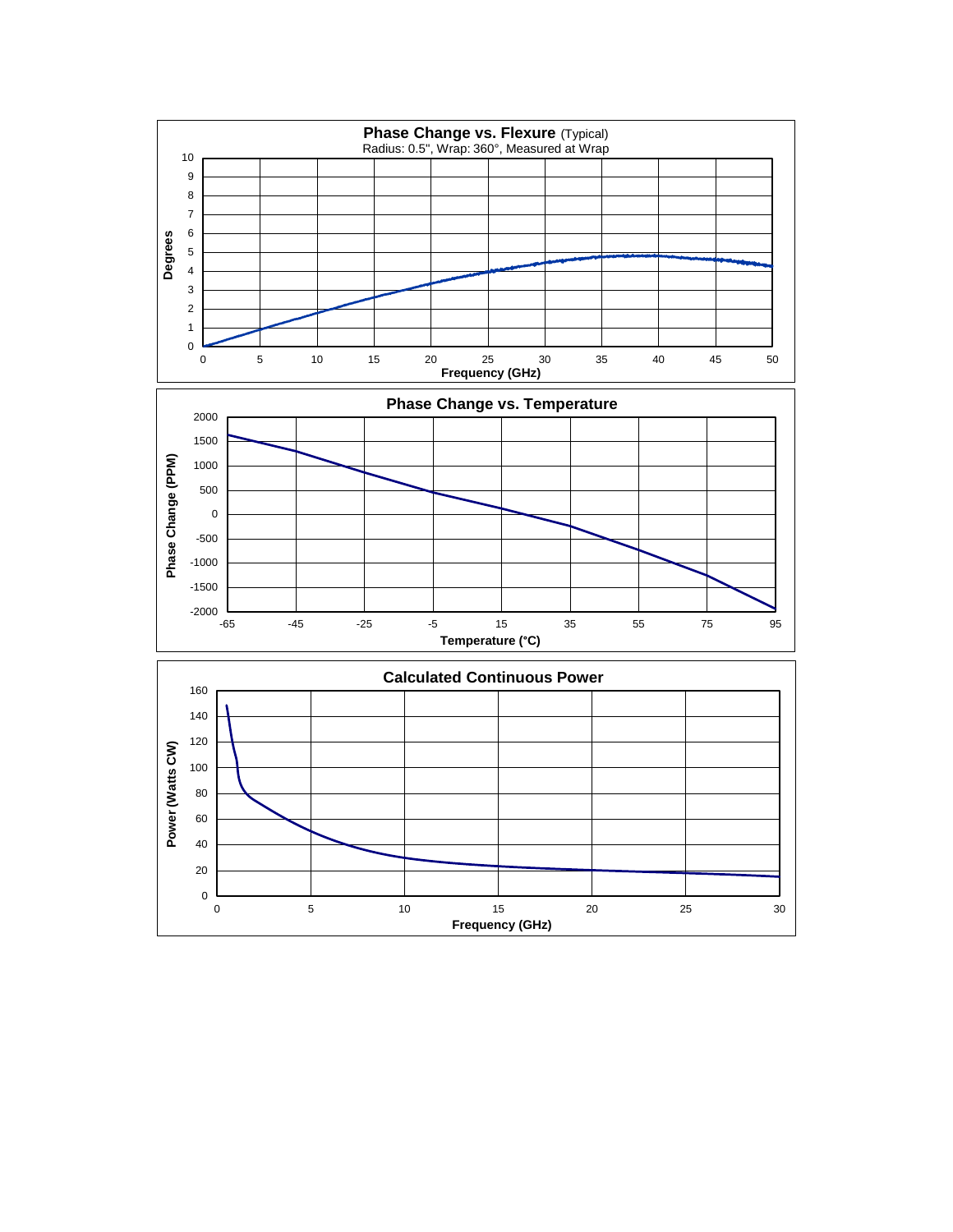**Phase Change vs. Flexure** (Typical)
Radius: 0.5", Wrap: 360°, Measured at Wrap

Degrees
0
1
2
3
4
5
6
7
8
9
10

Frequency (GHz)
0
5
10
15
20
25
30
35
40
45
50

**Phase Change vs. Temperature**

Phase Change (PPM)
-2000
-1500
-1000
-500
0
500
1000
1500
2000

Temperature (°C)
-65
-45
-25
-5
15
35
55
75
95

**Calculated Continuous Power**

Power (Watts CW)
0
20
40
60
80
100
120
140
160

Frequency (GHz)
0
5
10
15
20
25
30